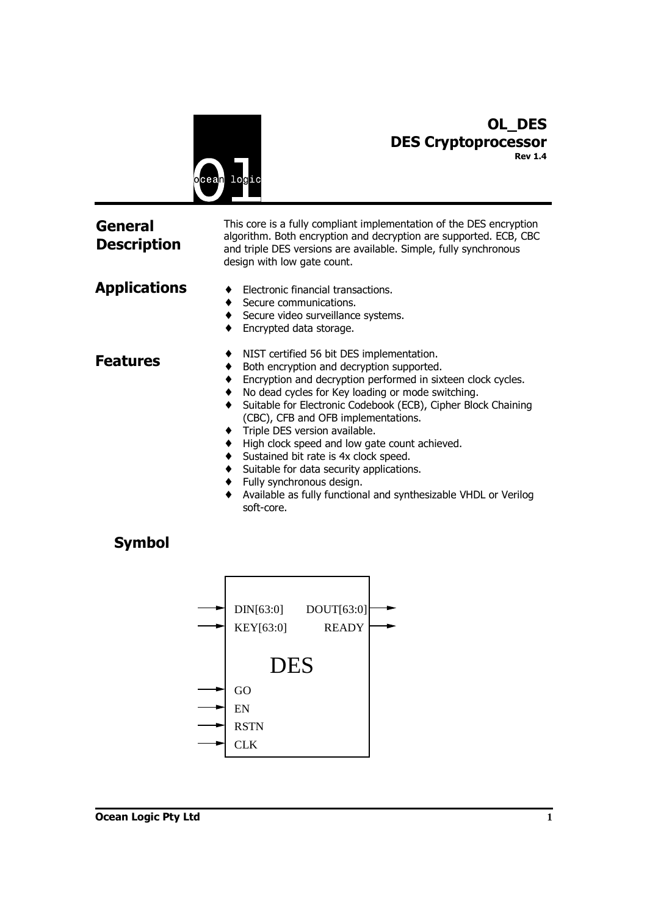# OL_DES
## DES Cryptoprocessor
**Rev 1.4**

## General Description

This core is a fully compliant implementation of the DES encryption algorithm. Both encryption and decryption are supported. ECB, CBC and triple DES versions are available. Simple, fully synchronous design with low gate count.

## Applications

- Electronic financial transactions.
- Secure communications.
- Secure video surveillance systems.
- Encrypted data storage.

## Features

- NIST certified 56 bit DES implementation.
- Both encryption and decryption supported.
- Encryption and decryption performed in sixteen clock cycles.
- No dead cycles for Key loading or mode switching.
- Suitable for Electronic Codebook (ECB), Cipher Block Chaining (CBC), CFB and OFB implementations.
- Triple DES version available.
- High clock speed and low gate count achieved.
- Sustained bit rate is 4x clock speed.
- Suitable for data security applications.
- Fully synchronous design.
- Available as fully functional and synthesizable VHDL or Verilog soft-core.

## Symbol

DES

Inputs: DIN[63:0], KEY[63:0], GO, EN, RSTN, CLK

Outputs: DOUT[63:0], READY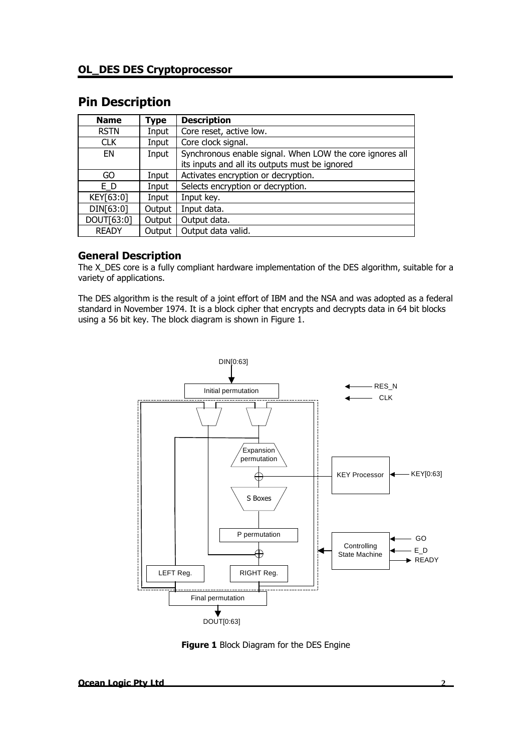## Pin Description

| Name | Type | Description |
| --- | --- | --- |
| RSTN | Input | Core reset, active low. |
| CLK | Input | Core clock signal. |
| EN | Input | Synchronous enable signal. When LOW the core ignores all its inputs and all its outputs must be ignored |
| GO | Input | Activates encryption or decryption. |
| E_D | Input | Selects encryption or decryption. |
| KEY[63:0] | Input | Input key. |
| DIN[63:0] | Output | Input data. |
| DOUT[63:0] | Output | Output data. |
| READY | Output | Output data valid. |

### General Description

The X_DES core is a fully compliant hardware implementation of the DES algorithm, suitable for a variety of applications.

The DES algorithm is the result of a joint effort of IBM and the NSA and was adopted as a federal standard in November 1974. It is a block cipher that encrypts and decrypts data in 64 bit blocks using a 56 bit key. The block diagram is shown in Figure 1.

**Figure 1** Block Diagram for the DES Engine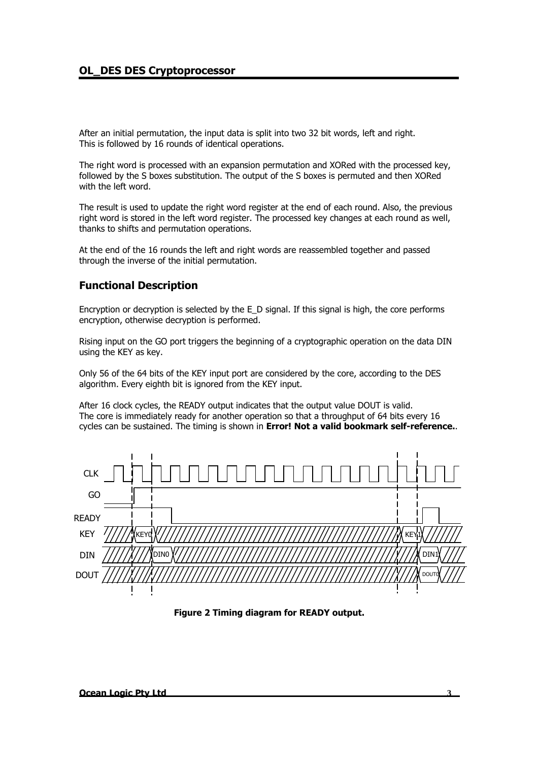After an initial permutation, the input data is split into two 32 bit words, left and right. This is followed by 16 rounds of identical operations.

The right word is processed with an expansion permutation and XORed with the processed key, followed by the S boxes substitution. The output of the S boxes is permuted and then XORed with the left word.

The result is used to update the right word register at the end of each round. Also, the previous right word is stored in the left word register. The processed key changes at each round as well, thanks to shifts and permutation operations.

At the end of the 16 rounds the left and right words are reassembled together and passed through the inverse of the initial permutation.

## Functional Description

Encryption or decryption is selected by the E_D signal. If this signal is high, the core performs encryption, otherwise decryption is performed.

Rising input on the GO port triggers the beginning of a cryptographic operation on the data DIN using the KEY as key.

Only 56 of the 64 bits of the KEY input port are considered by the core, according to the DES algorithm. Every eighth bit is ignored from the KEY input.

After 16 clock cycles, the READY output indicates that the output value DOUT is valid. The core is immediately ready for another operation so that a throughput of 64 bits every 16 cycles can be sustained. The timing is shown in **Error! Not a valid bookmark self-reference.**.

**Figure 2 Timing diagram for READY output.**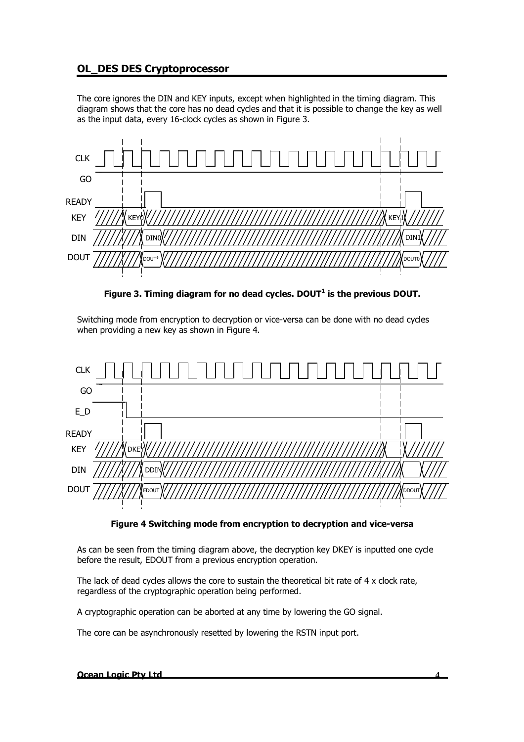The core ignores the DIN and KEY inputs, except when highlighted in the timing diagram. This diagram shows that the core has no dead cycles and that it is possible to change the key as well as the input data, every 16-clock cycles as shown in Figure 3.

**Figure 3. Timing diagram for no dead cycles. DOUT[1] is the previous DOUT.**

Switching mode from encryption to decryption or vice-versa can be done with no dead cycles when providing a new key as shown in Figure 4.

**Figure 4 Switching mode from encryption to decryption and vice-versa**

As can be seen from the timing diagram above, the decryption key DKEY is inputted one cycle before the result, EDOUT from a previous encryption operation.

The lack of dead cycles allows the core to sustain the theoretical bit rate of 4 x clock rate, regardless of the cryptographic operation being performed.

A cryptographic operation can be aborted at any time by lowering the GO signal.

The core can be asynchronously resetted by lowering the RSTN input port.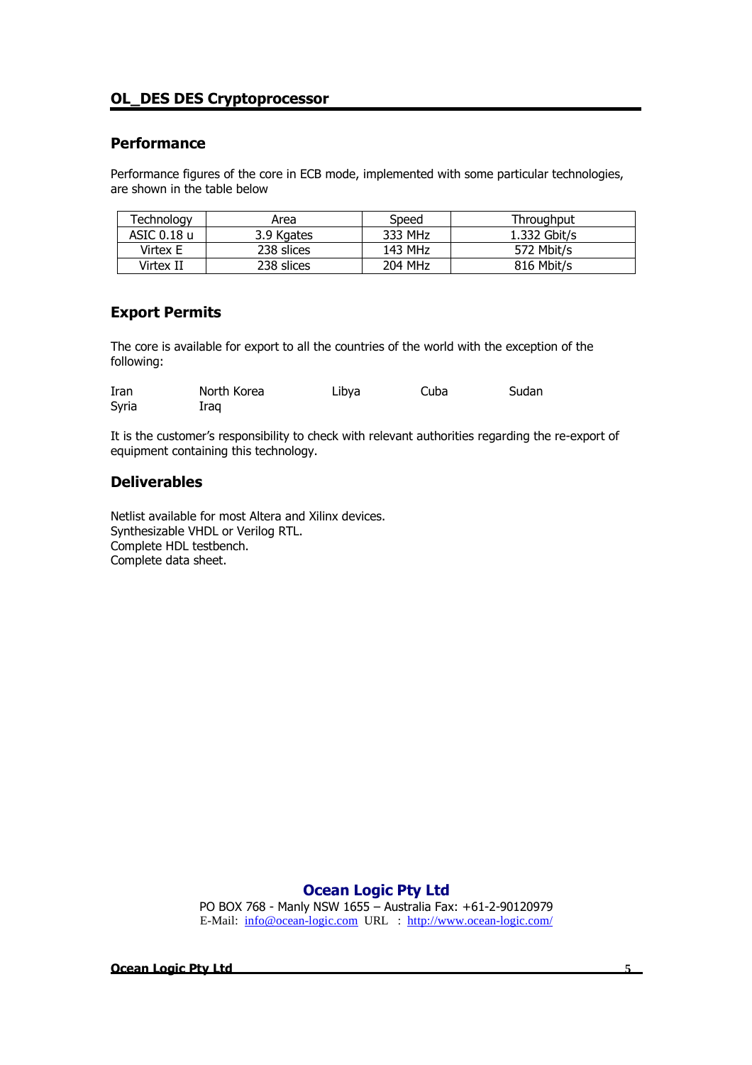## Performance

Performance figures of the core in ECB mode, implemented with some particular technologies, are shown in the table below

| Technology | Area | Speed | Throughput |
|---|---|---|---|
| ASIC 0.18 u | 3.9 Kgates | 333 MHz | 1.332 Gbit/s |
| Virtex E | 238 slices | 143 MHz | 572 Mbit/s |
| Virtex II | 238 slices | 204 MHz | 816 Mbit/s |

## Export Permits

The core is available for export to all the countries of the world with the exception of the following:

| | | | | |
|---|---|---|---|---|
| Iran | North Korea | Libya | Cuba | Sudan |
| Syria | Iraq | | | |

It is the customer's responsibility to check with relevant authorities regarding the re-export of equipment containing this technology.

## Deliverables

Netlist available for most Altera and Xilinx devices.
Synthesizable VHDL or Verilog RTL.
Complete HDL testbench.
Complete data sheet.

**Ocean Logic Pty Ltd**
PO BOX 768 - Manly NSW 1655 – Australia Fax: +61-2-90120979
E-Mail: info@ocean-logic.com URL : http://www.ocean-logic.com/